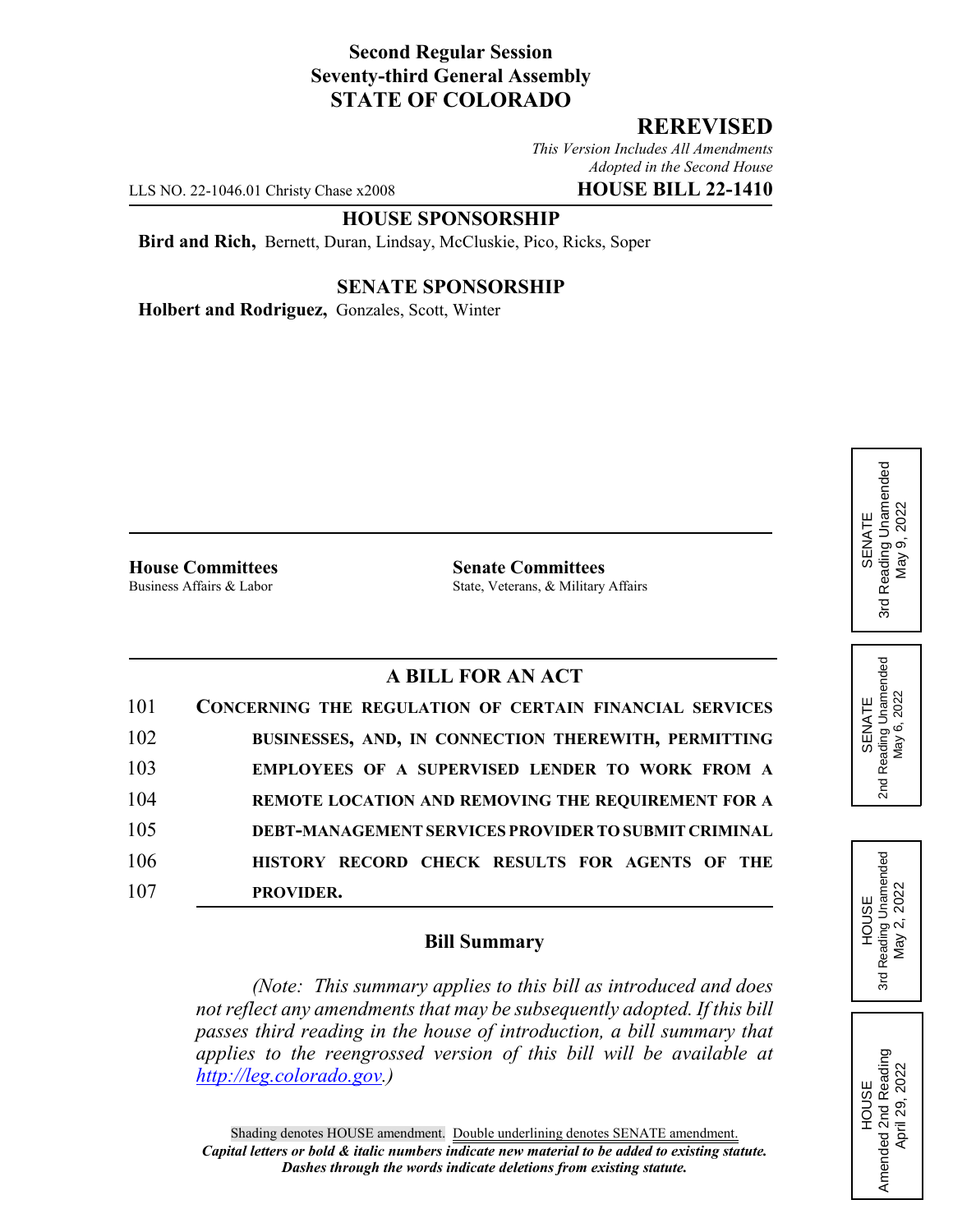**Second Regular Session**
**Seventy-third General Assembly**
**STATE OF COLORADO**

## REREVISED

*This Version Includes All Amendments Adopted in the Second House*

LLS NO. 22-1046.01 Christy Chase x2008

**HOUSE BILL 22-1410**

**HOUSE SPONSORSHIP**

**Bird and Rich,** Bernett, Duran, Lindsay, McCluskie, Pico, Ricks, Soper

**SENATE SPONSORSHIP**

**Holbert and Rodriguez,** Gonzales, Scott, Winter

SENATE 3rd Reading Unamended May 9, 2022

SENATE 2nd Reading Unamended May 6, 2022

HOUSE 3rd Reading Unamended May 2, 2022

HOUSE Amended 2nd Reading April 29, 2022

**House Committees**
Business Affairs & Labor

**Senate Committees**
State, Veterans, & Military Affairs

## A BILL FOR AN ACT

101 **CONCERNING THE REGULATION OF CERTAIN FINANCIAL SERVICES**
102 **BUSINESSES, AND, IN CONNECTION THEREWITH, PERMITTING**
103 **EMPLOYEES OF A SUPERVISED LENDER TO WORK FROM A**
104 **REMOTE LOCATION AND REMOVING THE REQUIREMENT FOR A**
105 **DEBT-MANAGEMENT SERVICES PROVIDER TO SUBMIT CRIMINAL**
106 **HISTORY RECORD CHECK RESULTS FOR AGENTS OF THE**
107 **PROVIDER.**

### Bill Summary

*(Note: This summary applies to this bill as introduced and does not reflect any amendments that may be subsequently adopted. If this bill passes third reading in the house of introduction, a bill summary that applies to the reengrossed version of this bill will be available at http://leg.colorado.gov.)*

Shading denotes HOUSE amendment. Double underlining denotes SENATE amendment.
***Capital letters or bold & italic numbers indicate new material to be added to existing statute.***
***Dashes through the words indicate deletions from existing statute.***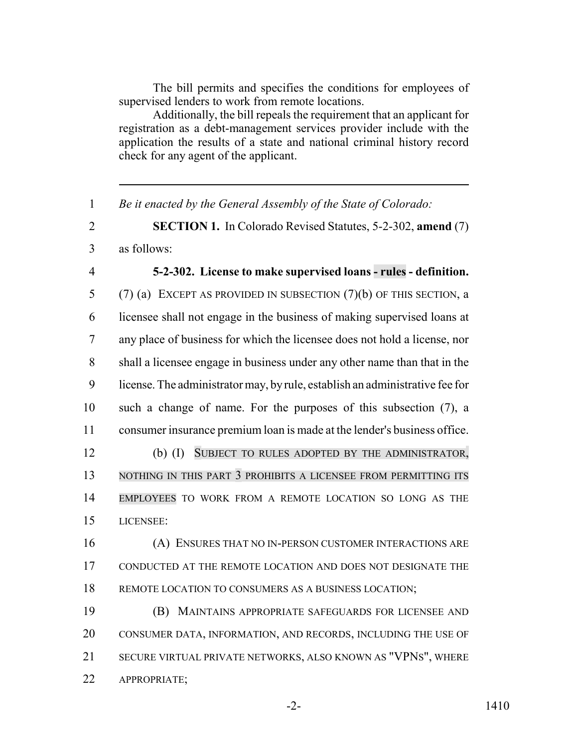The bill permits and specifies the conditions for employees of supervised lenders to work from remote locations.

Additionally, the bill repeals the requirement that an applicant for registration as a debt-management services provider include with the application the results of a state and national criminal history record check for any agent of the applicant.

---

*Be it enacted by the General Assembly of the State of Colorado:*

**SECTION 1.** In Colorado Revised Statutes, 5-2-302, **amend** (7) as follows:

**5-2-302. License to make supervised loans - rules - definition.** (7) (a) EXCEPT AS PROVIDED IN SUBSECTION (7)(b) OF THIS SECTION, a licensee shall not engage in the business of making supervised loans at any place of business for which the licensee does not hold a license, nor shall a licensee engage in business under any other name than that in the license. The administrator may, by rule, establish an administrative fee for such a change of name. For the purposes of this subsection (7), a consumer insurance premium loan is made at the lender's business office.

(b) (I) SUBJECT TO RULES ADOPTED BY THE ADMINISTRATOR, NOTHING IN THIS PART 3 PROHIBITS A LICENSEE FROM PERMITTING ITS EMPLOYEES TO WORK FROM A REMOTE LOCATION SO LONG AS THE LICENSEE:

(A) ENSURES THAT NO IN-PERSON CUSTOMER INTERACTIONS ARE CONDUCTED AT THE REMOTE LOCATION AND DOES NOT DESIGNATE THE REMOTE LOCATION TO CONSUMERS AS A BUSINESS LOCATION;

(B) MAINTAINS APPROPRIATE SAFEGUARDS FOR LICENSEE AND CONSUMER DATA, INFORMATION, AND RECORDS, INCLUDING THE USE OF SECURE VIRTUAL PRIVATE NETWORKS, ALSO KNOWN AS "VPNS", WHERE APPROPRIATE;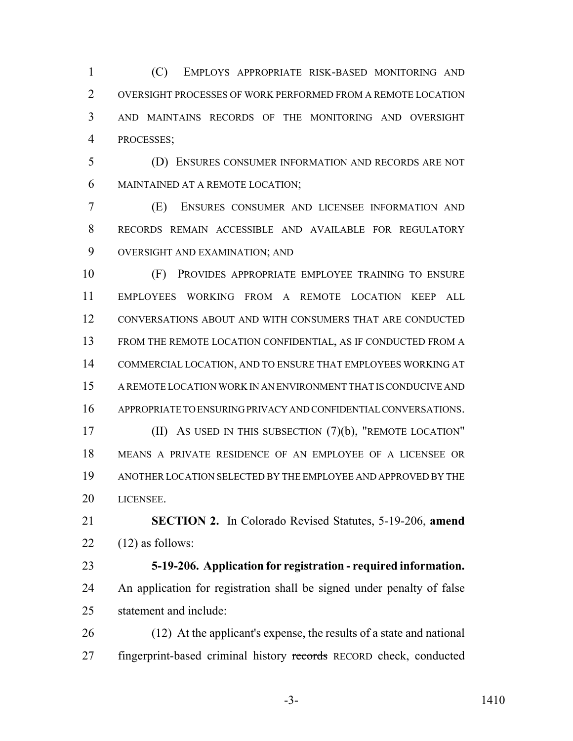(C) EMPLOYS APPROPRIATE RISK-BASED MONITORING AND OVERSIGHT PROCESSES OF WORK PERFORMED FROM A REMOTE LOCATION AND MAINTAINS RECORDS OF THE MONITORING AND OVERSIGHT PROCESSES;

(D) ENSURES CONSUMER INFORMATION AND RECORDS ARE NOT MAINTAINED AT A REMOTE LOCATION;

(E) ENSURES CONSUMER AND LICENSEE INFORMATION AND RECORDS REMAIN ACCESSIBLE AND AVAILABLE FOR REGULATORY OVERSIGHT AND EXAMINATION; AND

(F) PROVIDES APPROPRIATE EMPLOYEE TRAINING TO ENSURE EMPLOYEES WORKING FROM A REMOTE LOCATION KEEP ALL CONVERSATIONS ABOUT AND WITH CONSUMERS THAT ARE CONDUCTED FROM THE REMOTE LOCATION CONFIDENTIAL, AS IF CONDUCTED FROM A COMMERCIAL LOCATION, AND TO ENSURE THAT EMPLOYEES WORKING AT A REMOTE LOCATION WORK IN AN ENVIRONMENT THAT IS CONDUCIVE AND APPROPRIATE TO ENSURING PRIVACY AND CONFIDENTIAL CONVERSATIONS.

(II) AS USED IN THIS SUBSECTION (7)(b), "REMOTE LOCATION" MEANS A PRIVATE RESIDENCE OF AN EMPLOYEE OF A LICENSEE OR ANOTHER LOCATION SELECTED BY THE EMPLOYEE AND APPROVED BY THE LICENSEE.

**SECTION 2.** In Colorado Revised Statutes, 5-19-206, **amend** (12) as follows:

**5-19-206. Application for registration - required information.** An application for registration shall be signed under penalty of false statement and include:

(12) At the applicant's expense, the results of a state and national fingerprint-based criminal history ~~records~~ RECORD check, conducted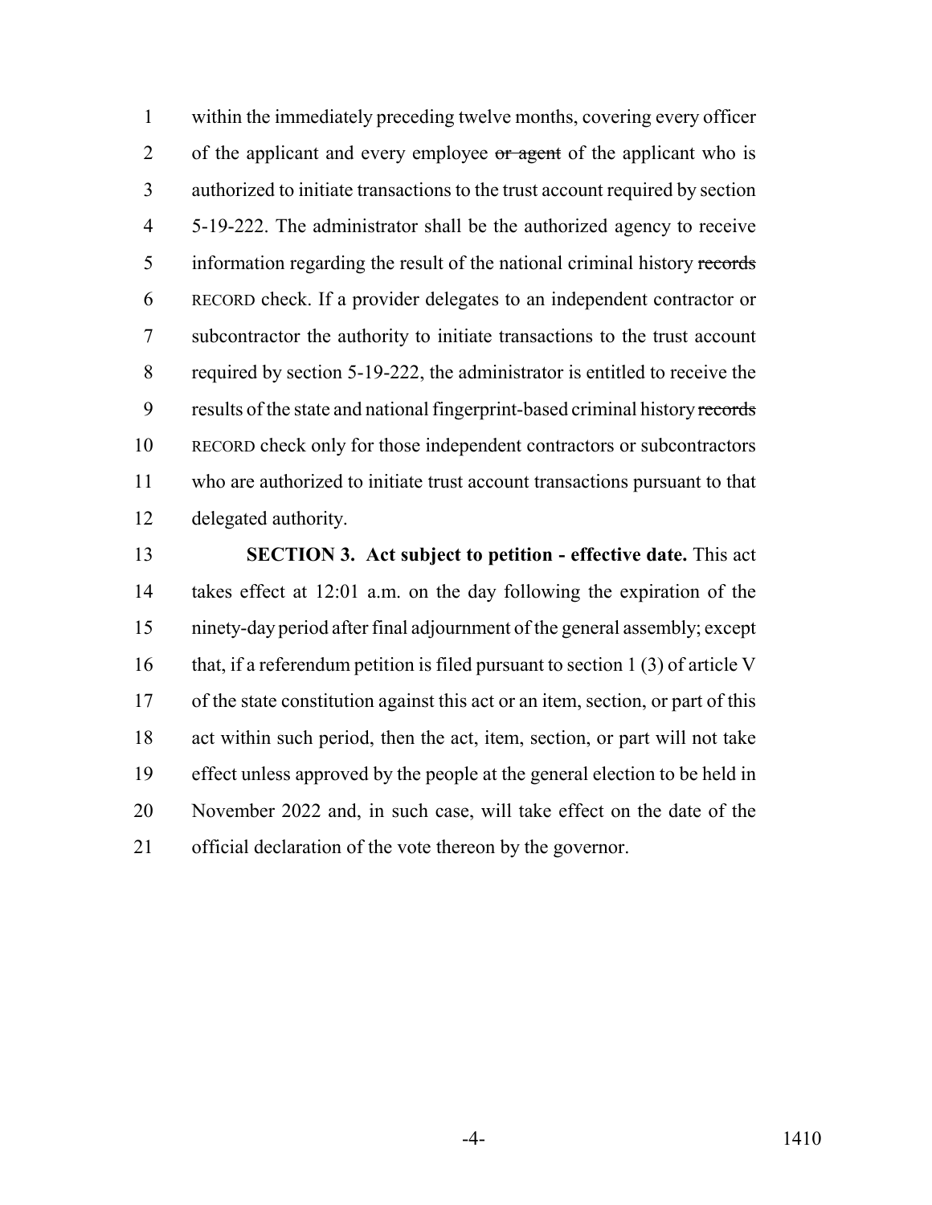within the immediately preceding twelve months, covering every officer of the applicant and every employee ~~or agent~~ of the applicant who is authorized to initiate transactions to the trust account required by section 5-19-222. The administrator shall be the authorized agency to receive information regarding the result of the national criminal history ~~records~~ RECORD check. If a provider delegates to an independent contractor or subcontractor the authority to initiate transactions to the trust account required by section 5-19-222, the administrator is entitled to receive the results of the state and national fingerprint-based criminal history ~~records~~ RECORD check only for those independent contractors or subcontractors who are authorized to initiate trust account transactions pursuant to that delegated authority.

**SECTION 3. Act subject to petition - effective date.** This act takes effect at 12:01 a.m. on the day following the expiration of the ninety-day period after final adjournment of the general assembly; except that, if a referendum petition is filed pursuant to section 1 (3) of article V of the state constitution against this act or an item, section, or part of this act within such period, then the act, item, section, or part will not take effect unless approved by the people at the general election to be held in November 2022 and, in such case, will take effect on the date of the official declaration of the vote thereon by the governor.